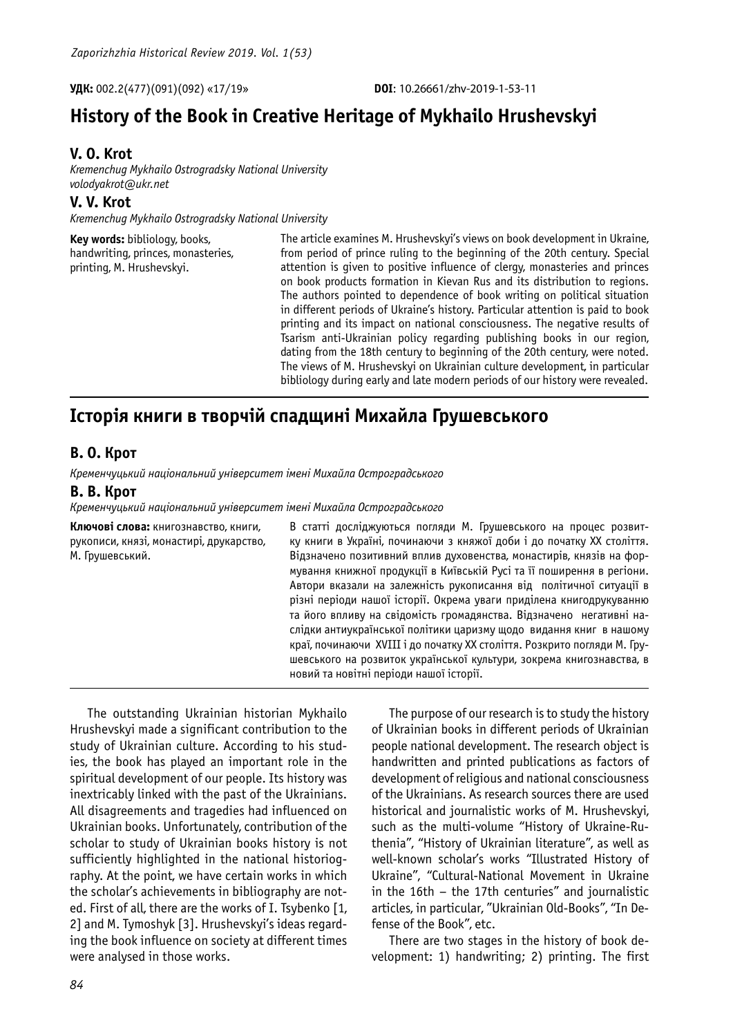**УДК:** 002.2(477)(091)(092) «17/19»

**DOI**: 10.26661/zhv-2019-1-53-11

# History of the Book in Creative Heritage of Mykhailo Hrushevskyi

### V. O. Krot

*Kremenchug Mykhailo Ostrogradsky National University*
*volodyakrot@ukr.net*

### V. V. Krot

*Kremenchug Mykhailo Ostrogradsky National University*

**Key words:** bibliology, books, handwriting, princes, monasteries, printing, M. Hrushevskyi.

The article examines M. Hrushevskyi's views on book development in Ukraine, from period of prince ruling to the beginning of the 20th century. Special attention is given to positive influence of clergy, monasteries and princes on book products formation in Kievan Rus and its distribution to regions. The authors pointed to dependence of book writing on political situation in different periods of Ukraine's history. Particular attention is paid to book printing and its impact on national consciousness. The negative results of Tsarism anti-Ukrainian policy regarding publishing books in our region, dating from the 18th century to beginning of the 20th century, were noted. The views of M. Hrushevskyi on Ukrainian culture development, in particular bibliology during early and late modern periods of our history were revealed.

# Історія книги в творчій спадщині Михайла Грушевського

### В. О. Крот

*Кременчуцький національний університет імені Михайла Остроградського*

### В. В. Крот

*Кременчуцький національний університет імені Михайла Остроградського*

**Ключові слова:** книгознавство, книги, рукописи, князі, монастирі, друкарство, М. Грушевський.

В статті досліджуються погляди М. Грушевського на процес розвитку книги в Україні, починаючи з княжої доби і до початку XX століття. Відзначено позитивний вплив духовенства, монастирів, князів на формування книжної продукції в Київській Русі та її поширення в регіони. Автори вказали на залежність рукописання від політичної ситуації в різні періоди нашої історії. Окрема уваги приділена книгодрукуванню та його впливу на свідомість громадянства. Відзначено негативні наслідки антиукраїнської політики царизму щодо видання книг в нашому краї, починаючи XVIII і до початку XX століття. Розкрито погляди М. Грушевського на розвиток української культури, зокрема книгознавства, в новий та новітні періоди нашої історії.

---

The outstanding Ukrainian historian Mykhailo Hrushevskyi made a significant contribution to the study of Ukrainian culture. According to his studies, the book has played an important role in the spiritual development of our people. Its history was inextricably linked with the past of the Ukrainians. All disagreements and tragedies had influenced on Ukrainian books. Unfortunately, contribution of the scholar to study of Ukrainian books history is not sufficiently highlighted in the national historiography. At the point, we have certain works in which the scholar's achievements in bibliography are noted. First of all, there are the works of I. Tsybenko [1, 2] and M. Tymoshyk [3]. Hrushevskyi's ideas regarding the book influence on society at different times were analysed in those works.

The purpose of our research is to study the history of Ukrainian books in different periods of Ukrainian people national development. The research object is handwritten and printed publications as factors of development of religious and national consciousness of the Ukrainians. As research sources there are used historical and journalistic works of M. Hrushevskyi, such as the multi-volume "History of Ukraine-Ruthenia", "History of Ukrainian literature", as well as well-known scholar's works "Illustrated History of Ukraine", "Cultural-National Movement in Ukraine in the 16th – the 17th centuries" and journalistic articles, in particular, "Ukrainian Old-Books", "In Defense of the Book", etc.

There are two stages in the history of book development: 1) handwriting; 2) printing. The first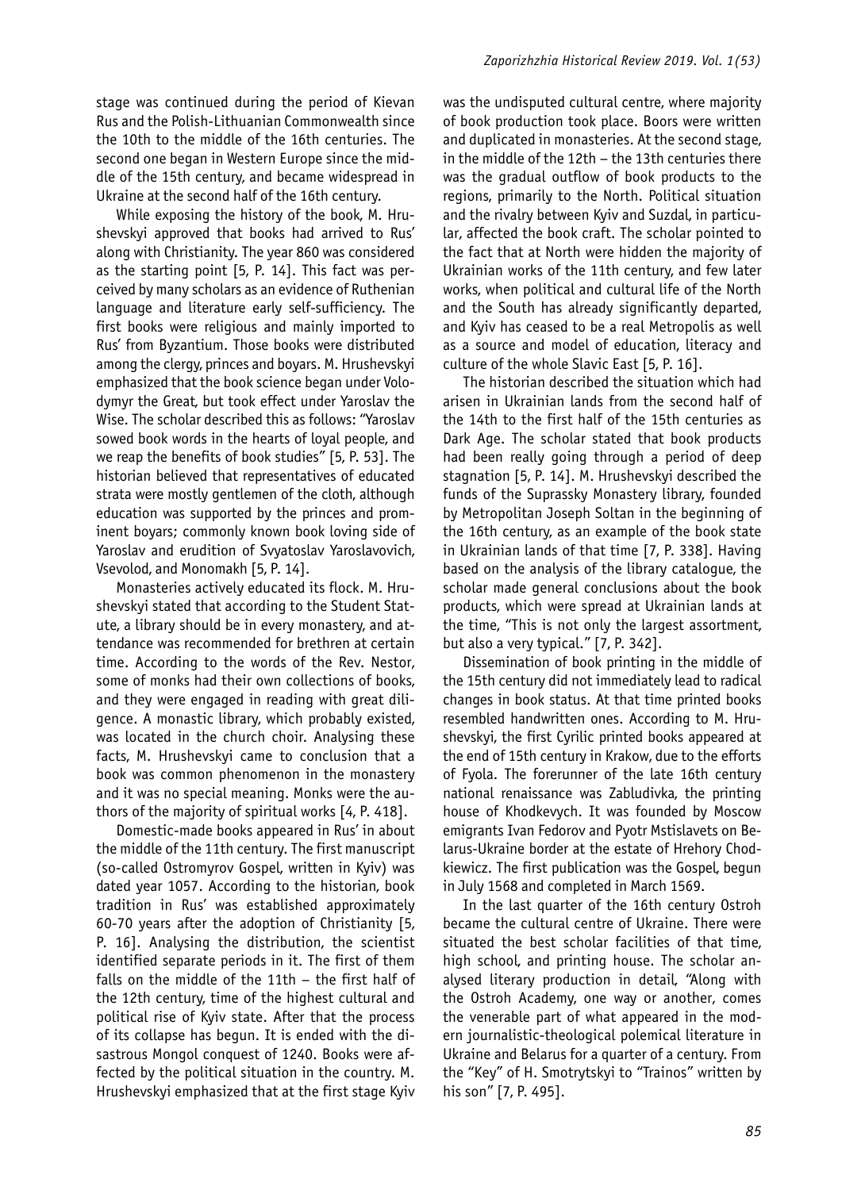stage was continued during the period of Kievan Rus and the Polish-Lithuanian Commonwealth since the 10th to the middle of the 16th centuries. The second one began in Western Europe since the middle of the 15th century, and became widespread in Ukraine at the second half of the 16th century.

While exposing the history of the book, M. Hrushevskyi approved that books had arrived to Rus' along with Christianity. The year 860 was considered as the starting point [5, P. 14]. This fact was perceived by many scholars as an evidence of Ruthenian language and literature early self-sufficiency. The first books were religious and mainly imported to Rus' from Byzantium. Those books were distributed among the clergy, princes and boyars. M. Hrushevskyi emphasized that the book science began under Volodymyr the Great, but took effect under Yaroslav the Wise. The scholar described this as follows: "Yaroslav sowed book words in the hearts of loyal people, and we reap the benefits of book studies" [5, P. 53]. The historian believed that representatives of educated strata were mostly gentlemen of the cloth, although education was supported by the princes and prominent boyars; commonly known book loving side of Yaroslav and erudition of Svyatoslav Yaroslavovich, Vsevolod, and Monomakh [5, P. 14].

Monasteries actively educated its flock. M. Hrushevskyi stated that according to the Student Statute, a library should be in every monastery, and attendance was recommended for brethren at certain time. According to the words of the Rev. Nestor, some of monks had their own collections of books, and they were engaged in reading with great diligence. A monastic library, which probably existed, was located in the church choir. Analysing these facts, M. Hrushevskyi came to conclusion that a book was common phenomenon in the monastery and it was no special meaning. Monks were the authors of the majority of spiritual works [4, P. 418].

Domestic-made books appeared in Rus' in about the middle of the 11th century. The first manuscript (so-called Ostromyrov Gospel, written in Kyiv) was dated year 1057. According to the historian, book tradition in Rus' was established approximately 60-70 years after the adoption of Christianity [5, P. 16]. Analysing the distribution, the scientist identified separate periods in it. The first of them falls on the middle of the 11th – the first half of the 12th century, time of the highest cultural and political rise of Kyiv state. After that the process of its collapse has begun. It is ended with the disastrous Mongol conquest of 1240. Books were affected by the political situation in the country. M. Hrushevskyi emphasized that at the first stage Kyiv was the undisputed cultural centre, where majority of book production took place. Boors were written and duplicated in monasteries. At the second stage, in the middle of the 12th – the 13th centuries there was the gradual outflow of book products to the regions, primarily to the North. Political situation and the rivalry between Kyiv and Suzdal, in particular, affected the book craft. The scholar pointed to the fact that at North were hidden the majority of Ukrainian works of the 11th century, and few later works, when political and cultural life of the North and the South has already significantly departed, and Kyiv has ceased to be a real Metropolis as well as a source and model of education, literacy and culture of the whole Slavic East [5, P. 16].

The historian described the situation which had arisen in Ukrainian lands from the second half of the 14th to the first half of the 15th centuries as Dark Age. The scholar stated that book products had been really going through a period of deep stagnation [5, P. 14]. M. Hrushevskyi described the funds of the Suprassky Monastery library, founded by Metropolitan Joseph Soltan in the beginning of the 16th century, as an example of the book state in Ukrainian lands of that time [7, P. 338]. Having based on the analysis of the library catalogue, the scholar made general conclusions about the book products, which were spread at Ukrainian lands at the time, "This is not only the largest assortment, but also a very typical." [7, P. 342].

Dissemination of book printing in the middle of the 15th century did not immediately lead to radical changes in book status. At that time printed books resembled handwritten ones. According to M. Hrushevskyi, the first Cyrilic printed books appeared at the end of 15th century in Krakow, due to the efforts of Fyola. The forerunner of the late 16th century national renaissance was Zabludivka, the printing house of Khodkevych. It was founded by Moscow emigrants Ivan Fedorov and Pyotr Mstislavets on Belarus-Ukraine border at the estate of Hrehory Chodkiewicz. The first publication was the Gospel, begun in July 1568 and completed in March 1569.

In the last quarter of the 16th century Ostroh became the cultural centre of Ukraine. There were situated the best scholar facilities of that time, high school, and printing house. The scholar analysed literary production in detail, "Along with the Ostroh Academy, one way or another, comes the venerable part of what appeared in the modern journalistic-theological polemical literature in Ukraine and Belarus for a quarter of a century. From the "Key" of H. Smotrytskyi to "Trainos" written by his son" [7, P. 495].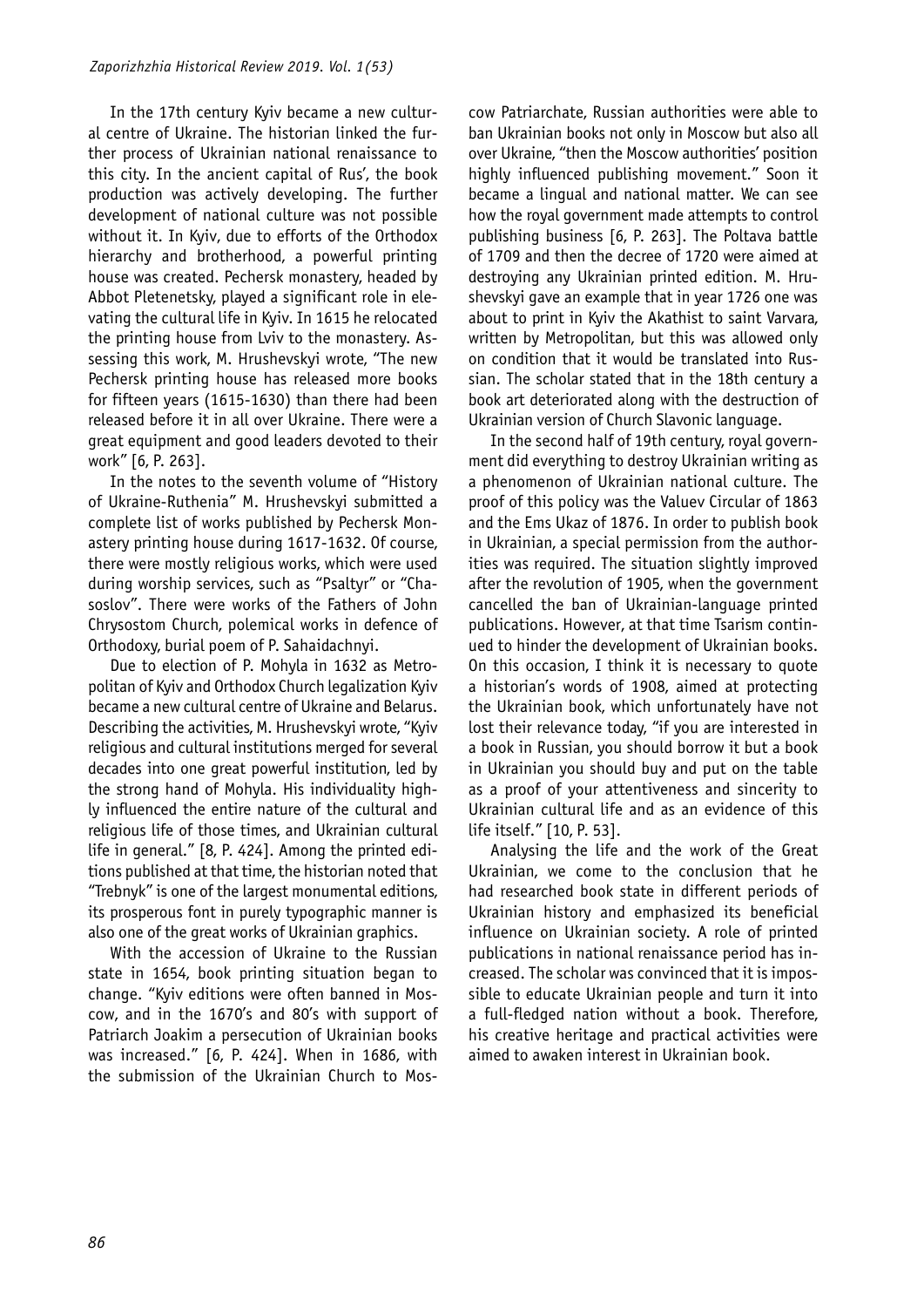In the 17th century Kyiv became a new cultural centre of Ukraine. The historian linked the further process of Ukrainian national renaissance to this city. In the ancient capital of Rus', the book production was actively developing. The further development of national culture was not possible without it. In Kyiv, due to efforts of the Orthodox hierarchy and brotherhood, a powerful printing house was created. Pechersk monastery, headed by Abbot Pletenetsky, played a significant role in elevating the cultural life in Kyiv. In 1615 he relocated the printing house from Lviv to the monastery. Assessing this work, M. Hrushevskyi wrote, "The new Pechersk printing house has released more books for fifteen years (1615-1630) than there had been released before it in all over Ukraine. There were a great equipment and good leaders devoted to their work" [6, P. 263].

In the notes to the seventh volume of "History of Ukraine-Ruthenia" M. Hrushevskyi submitted a complete list of works published by Pechersk Monastery printing house during 1617-1632. Of course, there were mostly religious works, which were used during worship services, such as "Psaltyr" or "Chasoslov". There were works of the Fathers of John Chrysostom Church, polemical works in defence of Orthodoxy, burial poem of P. Sahaidachnyi.

Due to election of P. Mohyla in 1632 as Metropolitan of Kyiv and Orthodox Church legalization Kyiv became a new cultural centre of Ukraine and Belarus. Describing the activities, M. Hrushevskyi wrote, "Kyiv religious and cultural institutions merged for several decades into one great powerful institution, led by the strong hand of Mohyla. His individuality highly influenced the entire nature of the cultural and religious life of those times, and Ukrainian cultural life in general." [8, P. 424]. Among the printed editions published at that time, the historian noted that "Trebnyk" is one of the largest monumental editions, its prosperous font in purely typographic manner is also one of the great works of Ukrainian graphics.

With the accession of Ukraine to the Russian state in 1654, book printing situation began to change. "Kyiv editions were often banned in Moscow, and in the 1670's and 80's with support of Patriarch Joakim a persecution of Ukrainian books was increased." [6, P. 424]. When in 1686, with the submission of the Ukrainian Church to Moscow Patriarchate, Russian authorities were able to ban Ukrainian books not only in Moscow but also all over Ukraine, "then the Moscow authorities' position highly influenced publishing movement." Soon it became a lingual and national matter. We can see how the royal government made attempts to control publishing business [6, P. 263]. The Poltava battle of 1709 and then the decree of 1720 were aimed at destroying any Ukrainian printed edition. M. Hrushevskyi gave an example that in year 1726 one was about to print in Kyiv the Akathist to saint Varvara, written by Metropolitan, but this was allowed only on condition that it would be translated into Russian. The scholar stated that in the 18th century a book art deteriorated along with the destruction of Ukrainian version of Church Slavonic language.

In the second half of 19th century, royal government did everything to destroy Ukrainian writing as a phenomenon of Ukrainian national culture. The proof of this policy was the Valuev Circular of 1863 and the Ems Ukaz of 1876. In order to publish book in Ukrainian, a special permission from the authorities was required. The situation slightly improved after the revolution of 1905, when the government cancelled the ban of Ukrainian-language printed publications. However, at that time Tsarism continued to hinder the development of Ukrainian books. On this occasion, I think it is necessary to quote a historian's words of 1908, aimed at protecting the Ukrainian book, which unfortunately have not lost their relevance today, "if you are interested in a book in Russian, you should borrow it but a book in Ukrainian you should buy and put on the table as a proof of your attentiveness and sincerity to Ukrainian cultural life and as an evidence of this life itself." [10, P. 53].

Analysing the life and the work of the Great Ukrainian, we come to the conclusion that he had researched book state in different periods of Ukrainian history and emphasized its beneficial influence on Ukrainian society. A role of printed publications in national renaissance period has increased. The scholar was convinced that it is impossible to educate Ukrainian people and turn it into a full-fledged nation without a book. Therefore, his creative heritage and practical activities were aimed to awaken interest in Ukrainian book.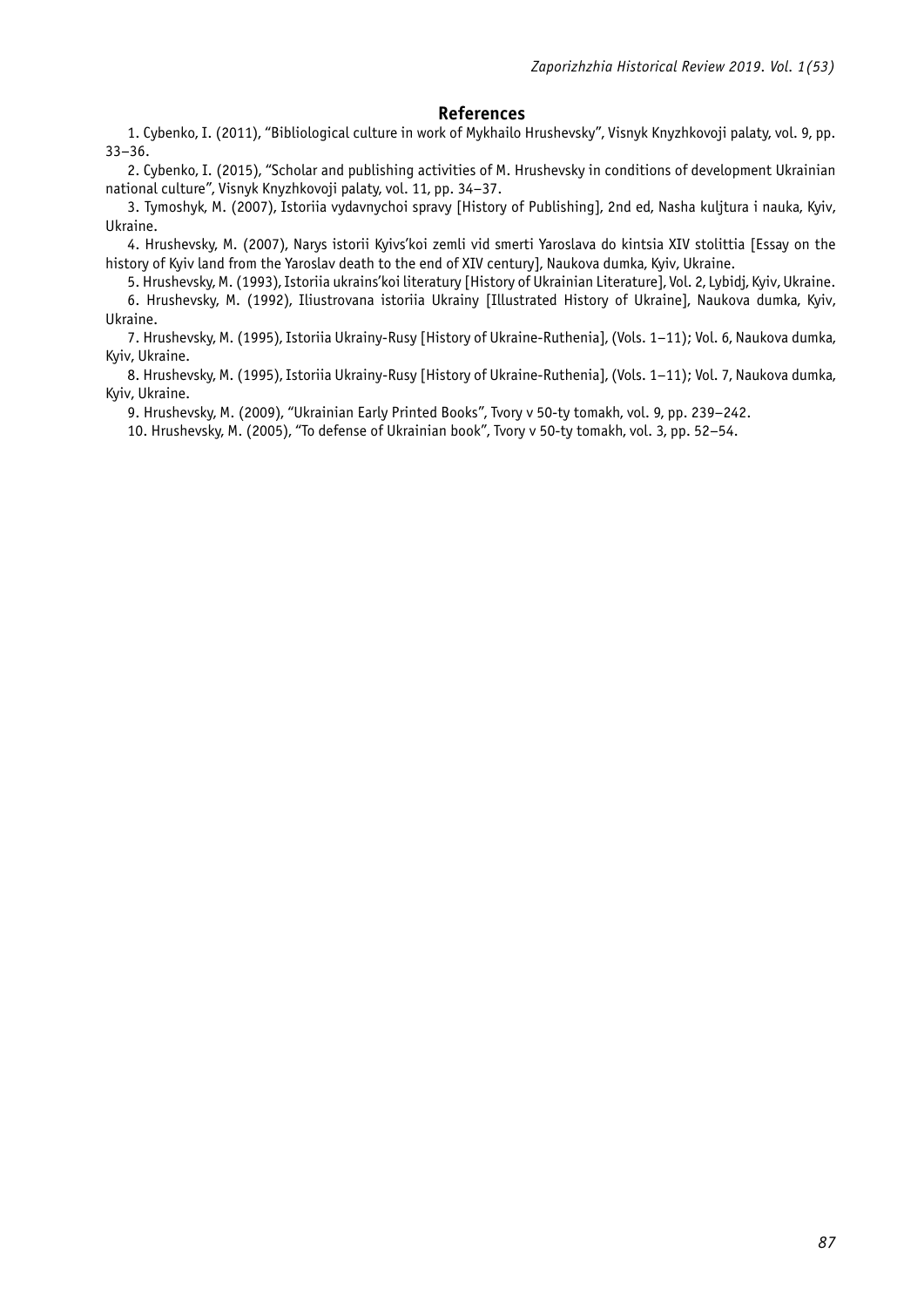## References

1. Cybenko, I. (2011), "Bibliological culture in work of Mykhailo Hrushevsky", Visnyk Knyzhkovoji palaty, vol. 9, pp. 33–36.

2. Cybenko, I. (2015), "Scholar and publishing activities of M. Hrushevsky in conditions of development Ukrainian national culture", Visnyk Knyzhkovoji palaty, vol. 11, pp. 34–37.

3. Tymoshyk, M. (2007), Istoriia vydavnychoi spravy [History of Publishing], 2nd ed, Nasha kuljtura i nauka, Kyiv, Ukraine.

4. Hrushevsky, M. (2007), Narys istorii Kyivs'koi zemli vid smerti Yaroslava do kintsia XIV stolittia [Essay on the history of Kyiv land from the Yaroslav death to the end of XIV century], Naukova dumka, Kyiv, Ukraine.

5. Hrushevsky, M. (1993), Istoriia ukrains'koi literatury [History of Ukrainian Literature], Vol. 2, Lybidj, Kyiv, Ukraine.

6. Hrushevsky, M. (1992), Iliustrovana istoriia Ukrainy [Illustrated History of Ukraine], Naukova dumka, Kyiv, Ukraine.

7. Hrushevsky, M. (1995), Istoriia Ukrainy-Rusy [History of Ukraine-Ruthenia], (Vols. 1–11); Vol. 6, Naukova dumka, Kyiv, Ukraine.

8. Hrushevsky, M. (1995), Istoriia Ukrainy-Rusy [History of Ukraine-Ruthenia], (Vols. 1–11); Vol. 7, Naukova dumka, Kyiv, Ukraine.

9. Hrushevsky, M. (2009), "Ukrainian Early Printed Books", Tvory v 50-ty tomakh, vol. 9, pp. 239–242.

10. Hrushevsky, M. (2005), "To defense of Ukrainian book", Tvory v 50-ty tomakh, vol. 3, pp. 52–54.